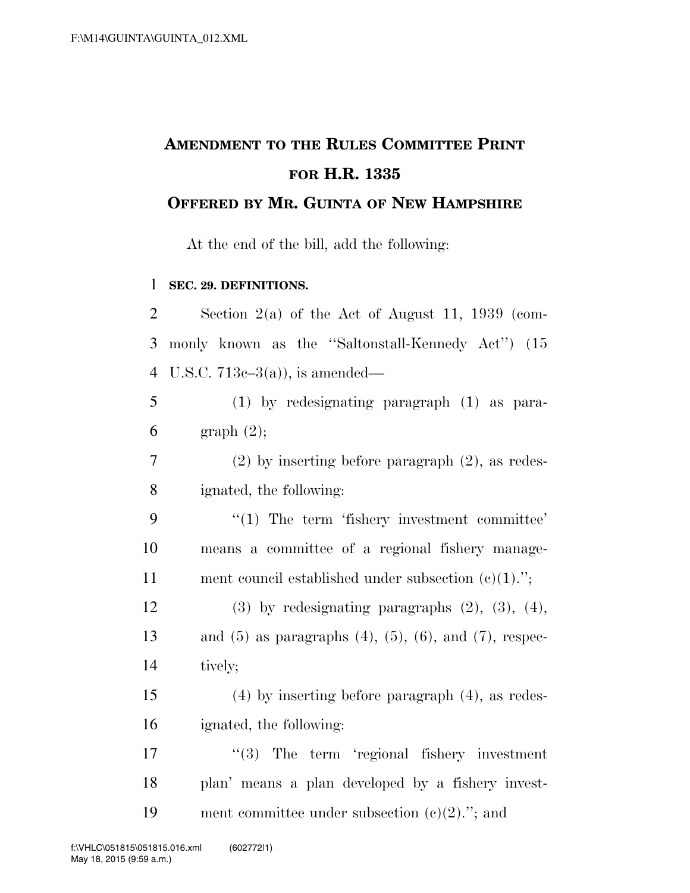# AMENDMENT TO THE RULES COMMITTEE PRINT FOR H.R. 1335

## OFFERED BY MR. GUINTA OF NEW HAMPSHIRE

At the end of the bill, add the following:

**SEC. 29. DEFINITIONS.**

Section 2(a) of the Act of August 11, 1939 (commonly known as the ''Saltonstall-Kennedy Act'') (15 U.S.C. 713c–3(a)), is amended—

(1) by redesignating paragraph (1) as paragraph (2);

(2) by inserting before paragraph (2), as redesignated, the following:

''(1) The term 'fishery investment committee' means a committee of a regional fishery management council established under subsection (c)(1).'';

(3) by redesignating paragraphs (2), (3), (4), and (5) as paragraphs (4), (5), (6), and (7), respectively;

(4) by inserting before paragraph (4), as redesignated, the following:

''(3) The term 'regional fishery investment plan' means a plan developed by a fishery investment committee under subsection (c)(2).''; and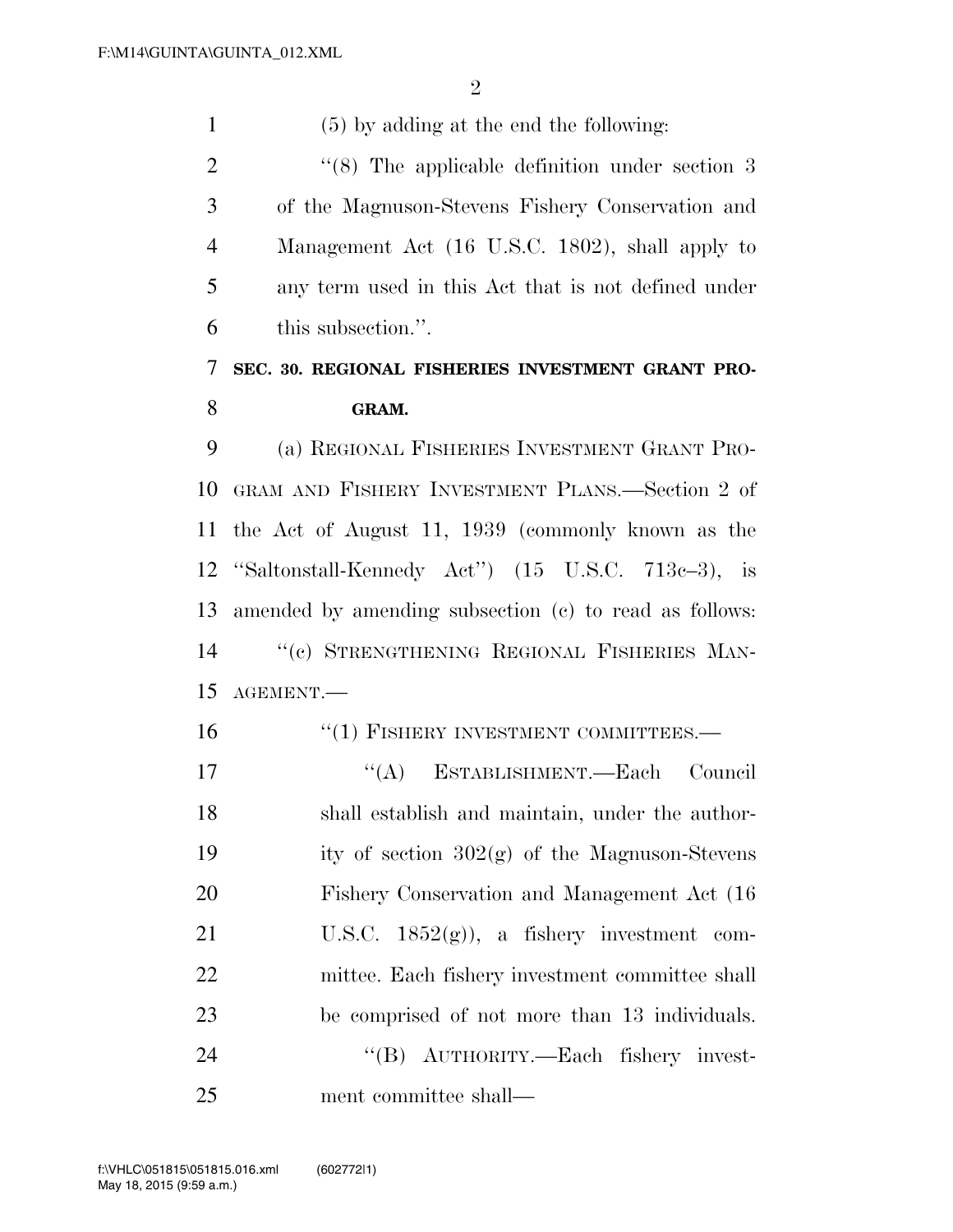(5) by adding at the end the following:

''(8) The applicable definition under section 3 of the Magnuson-Stevens Fishery Conservation and Management Act (16 U.S.C. 1802), shall apply to any term used in this Act that is not defined under this subsection.''.

**SEC. 30. REGIONAL FISHERIES INVESTMENT GRANT PROGRAM.**

(a) REGIONAL FISHERIES INVESTMENT GRANT PROGRAM AND FISHERY INVESTMENT PLANS.—Section 2 of the Act of August 11, 1939 (commonly known as the ''Saltonstall-Kennedy Act'') (15 U.S.C. 713c–3), is amended by amending subsection (c) to read as follows:

''(c) STRENGTHENING REGIONAL FISHERIES MANAGEMENT.—

''(1) FISHERY INVESTMENT COMMITTEES.—

''(A) ESTABLISHMENT.—Each Council shall establish and maintain, under the authority of section 302(g) of the Magnuson-Stevens Fishery Conservation and Management Act (16 U.S.C. 1852(g)), a fishery investment committee. Each fishery investment committee shall be comprised of not more than 13 individuals.

''(B) AUTHORITY.—Each fishery investment committee shall—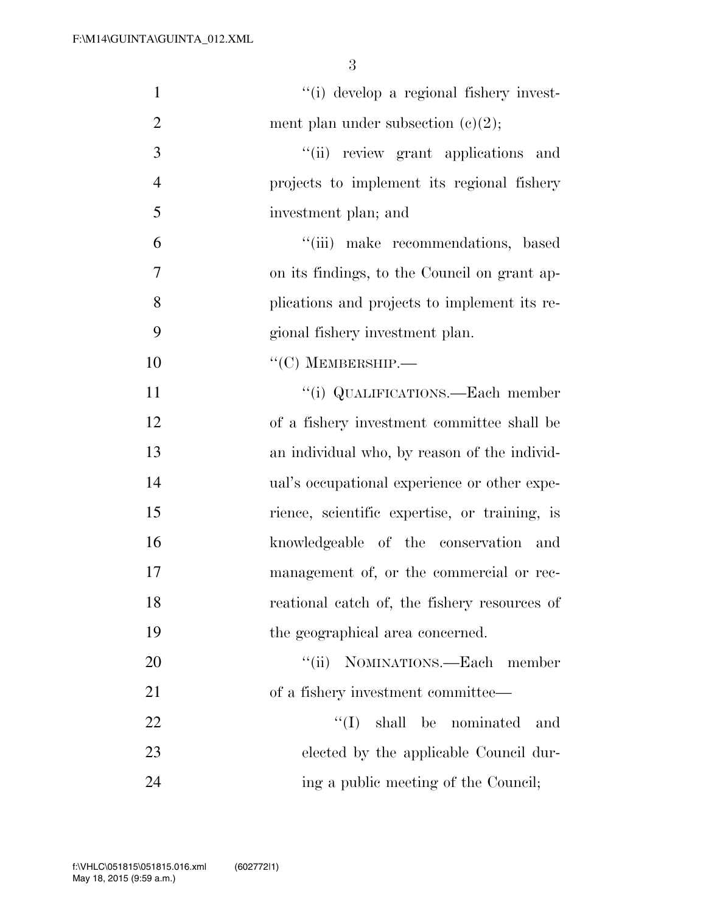''(i) develop a regional fishery investment plan under subsection (c)(2);

''(ii) review grant applications and projects to implement its regional fishery investment plan; and

''(iii) make recommendations, based on its findings, to the Council on grant applications and projects to implement its regional fishery investment plan.

''(C) MEMBERSHIP.—

''(i) QUALIFICATIONS.—Each member of a fishery investment committee shall be an individual who, by reason of the individual's occupational experience or other experience, scientific expertise, or training, is knowledgeable of the conservation and management of, or the commercial or recreational catch of, the fishery resources of the geographical area concerned.

''(ii) NOMINATIONS.—Each member of a fishery investment committee—

''(I) shall be nominated and elected by the applicable Council during a public meeting of the Council;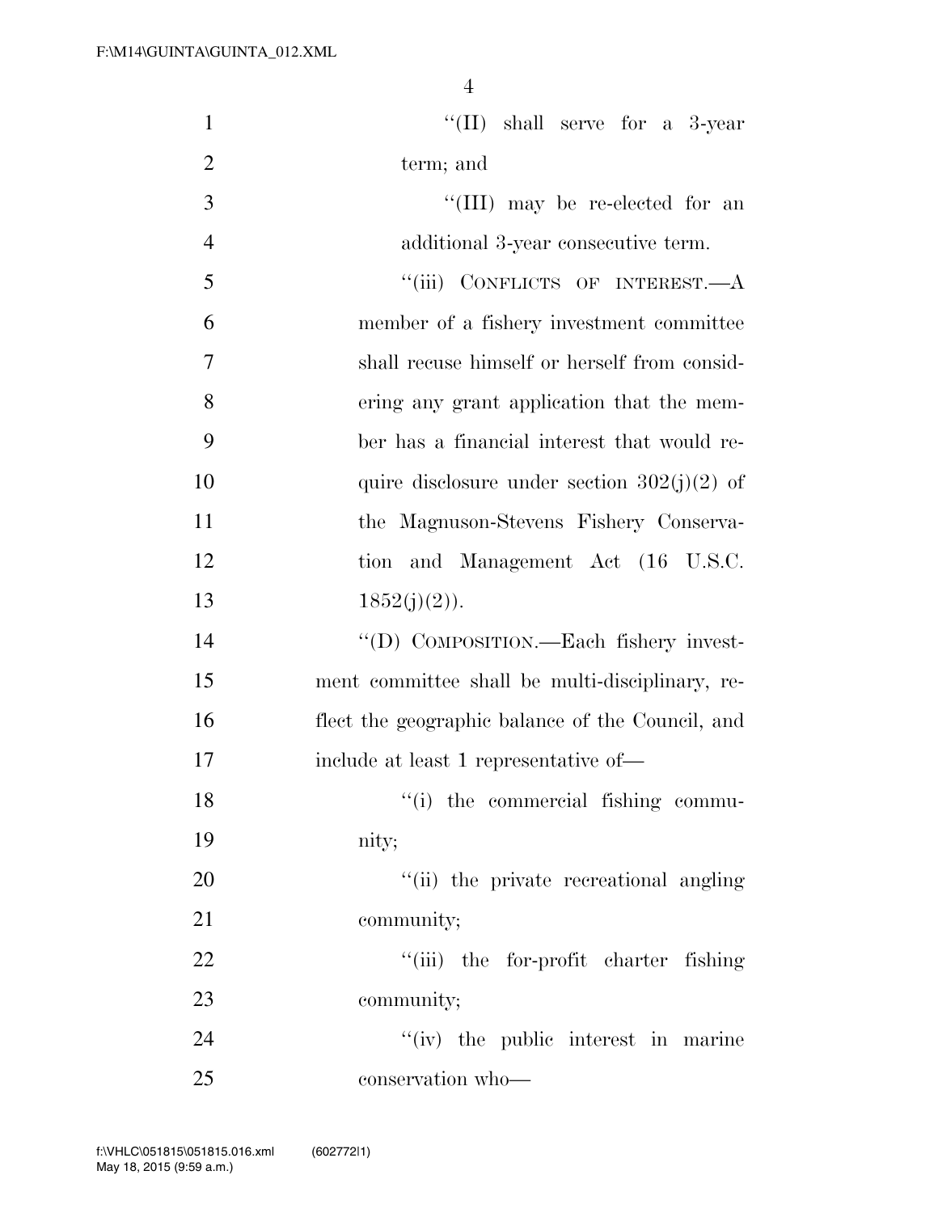"(II) shall serve for a 3-year term; and

"(III) may be re-elected for an additional 3-year consecutive term.

"(iii) CONFLICTS OF INTEREST.—A member of a fishery investment committee shall recuse himself or herself from considering any grant application that the member has a financial interest that would require disclosure under section 302(j)(2) of the Magnuson-Stevens Fishery Conservation and Management Act (16 U.S.C. 1852(j)(2)).

"(D) COMPOSITION.—Each fishery investment committee shall be multi-disciplinary, reflect the geographic balance of the Council, and include at least 1 representative of—

"(i) the commercial fishing community;

"(ii) the private recreational angling community;

"(iii) the for-profit charter fishing community;

"(iv) the public interest in marine conservation who—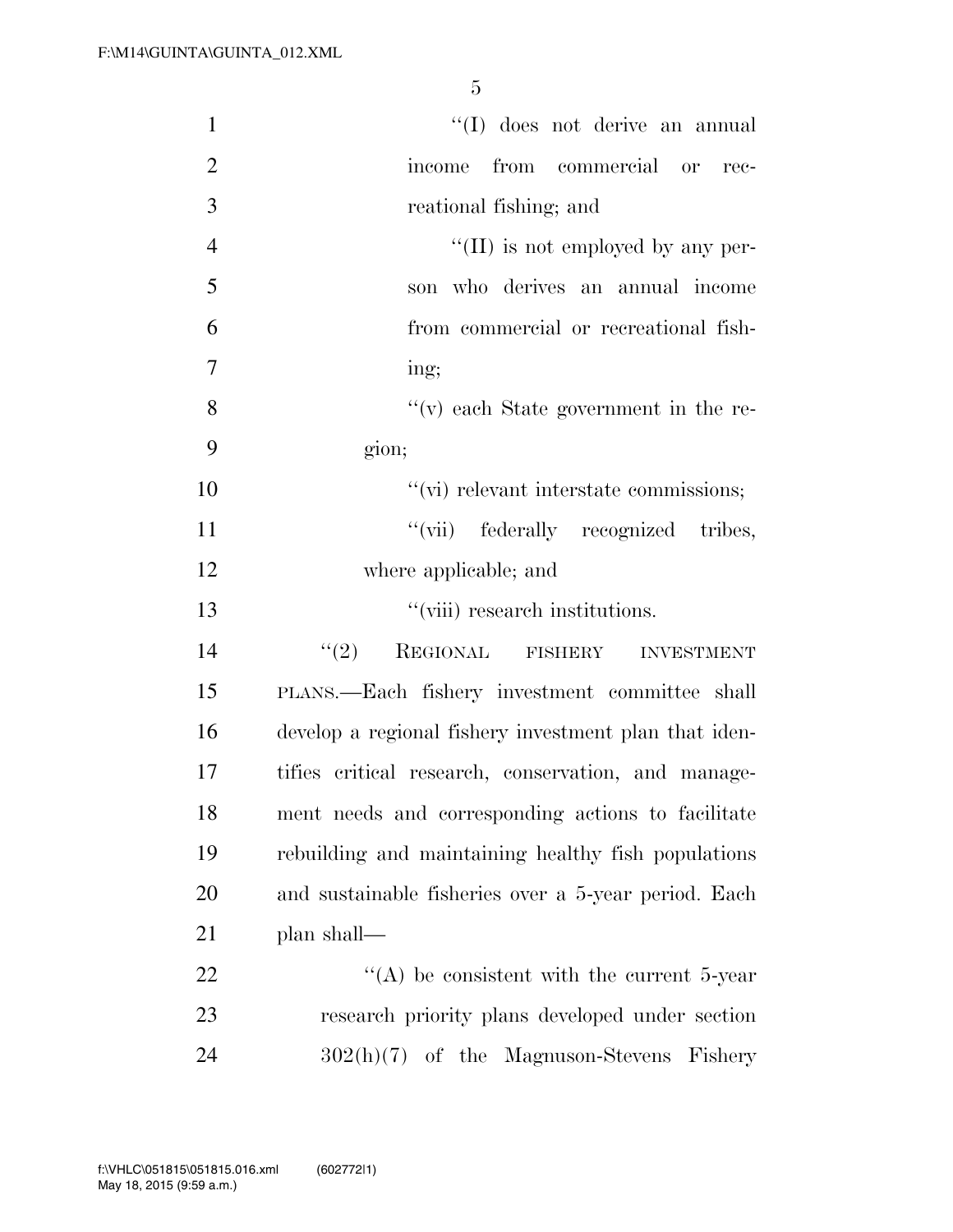"(I) does not derive an annual income from commercial or recreational fishing; and

"(II) is not employed by any person who derives an annual income from commercial or recreational fishing;

"(v) each State government in the region;

"(vi) relevant interstate commissions;

"(vii) federally recognized tribes, where applicable; and

"(viii) research institutions.

"(2) REGIONAL FISHERY INVESTMENT PLANS.—Each fishery investment committee shall develop a regional fishery investment plan that identifies critical research, conservation, and management needs and corresponding actions to facilitate rebuilding and maintaining healthy fish populations and sustainable fisheries over a 5-year period. Each plan shall—

"(A) be consistent with the current 5-year research priority plans developed under section 302(h)(7) of the Magnuson-Stevens Fishery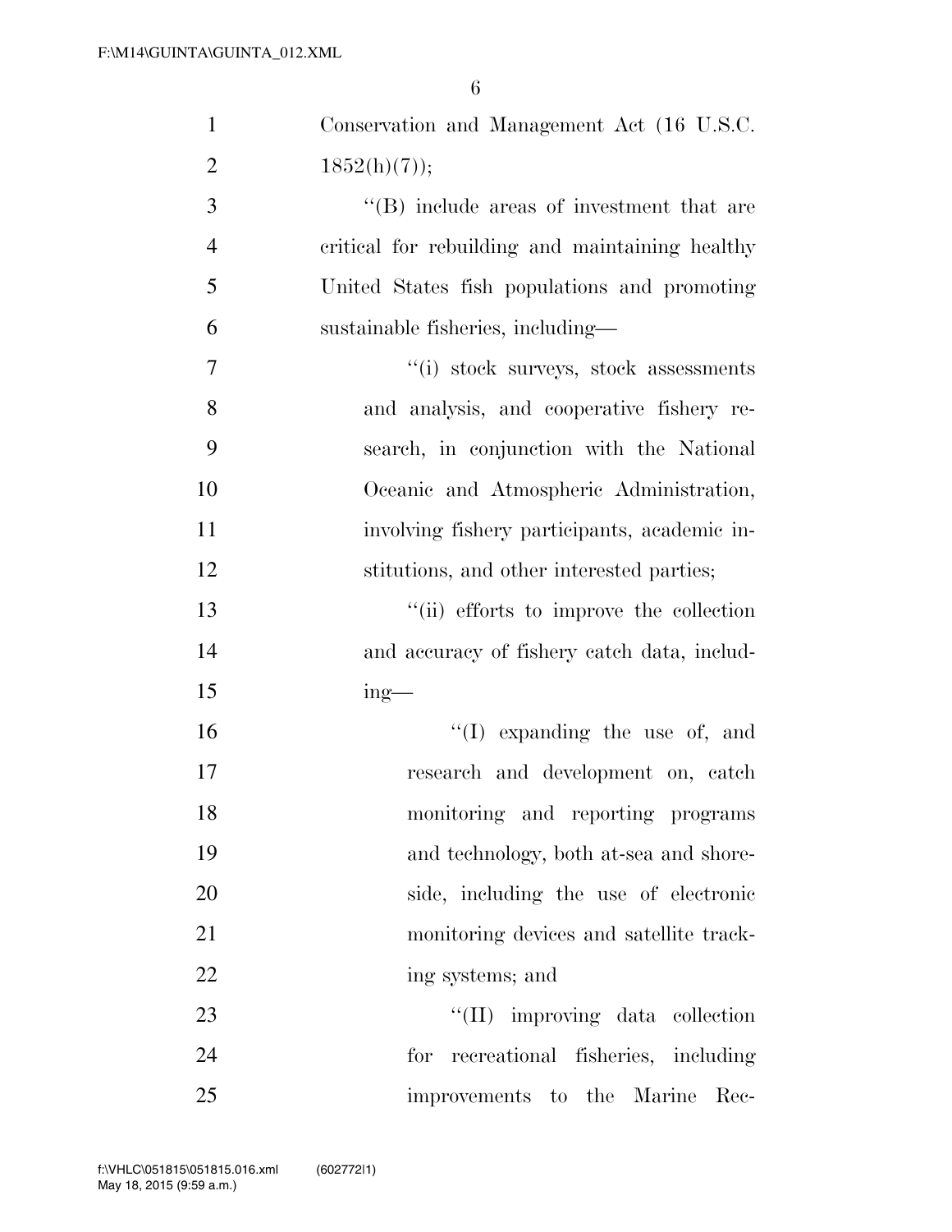Conservation and Management Act (16 U.S.C. 1852(h)(7));

"(B) include areas of investment that are critical for rebuilding and maintaining healthy United States fish populations and promoting sustainable fisheries, including—

"(i) stock surveys, stock assessments and analysis, and cooperative fishery research, in conjunction with the National Oceanic and Atmospheric Administration, involving fishery participants, academic institutions, and other interested parties;

"(ii) efforts to improve the collection and accuracy of fishery catch data, including—

"(I) expanding the use of, and research and development on, catch monitoring and reporting programs and technology, both at-sea and shoreside, including the use of electronic monitoring devices and satellite tracking systems; and

"(II) improving data collection for recreational fisheries, including improvements to the Marine Rec-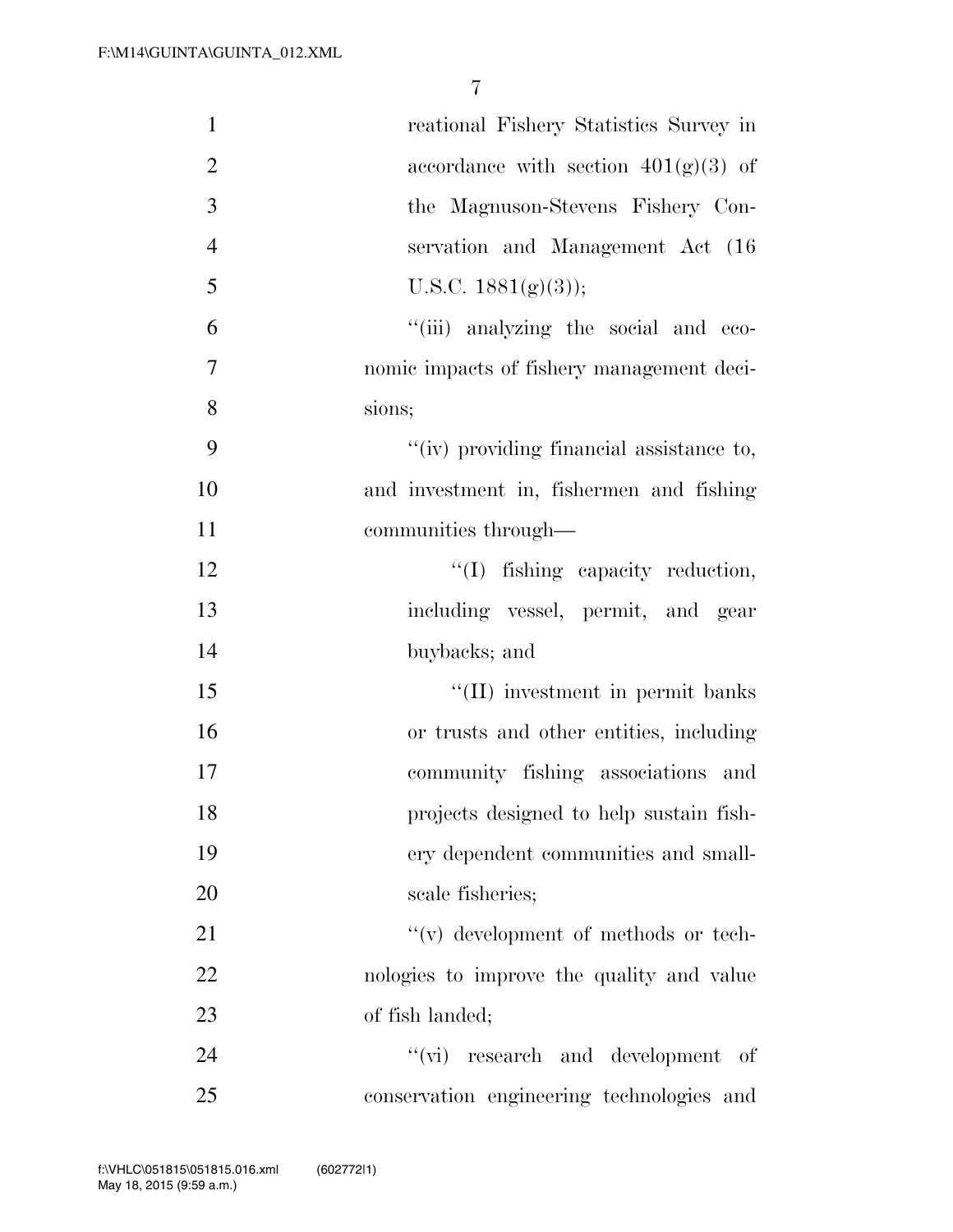reational Fishery Statistics Survey in accordance with section 401(g)(3) of the Magnuson-Stevens Fishery Conservation and Management Act (16 U.S.C. 1881(g)(3));

''(iii) analyzing the social and economic impacts of fishery management decisions;

''(iv) providing financial assistance to, and investment in, fishermen and fishing communities through—

''(I) fishing capacity reduction, including vessel, permit, and gear buybacks; and

''(II) investment in permit banks or trusts and other entities, including community fishing associations and projects designed to help sustain fishery dependent communities and small-scale fisheries;

''(v) development of methods or technologies to improve the quality and value of fish landed;

''(vi) research and development of conservation engineering technologies and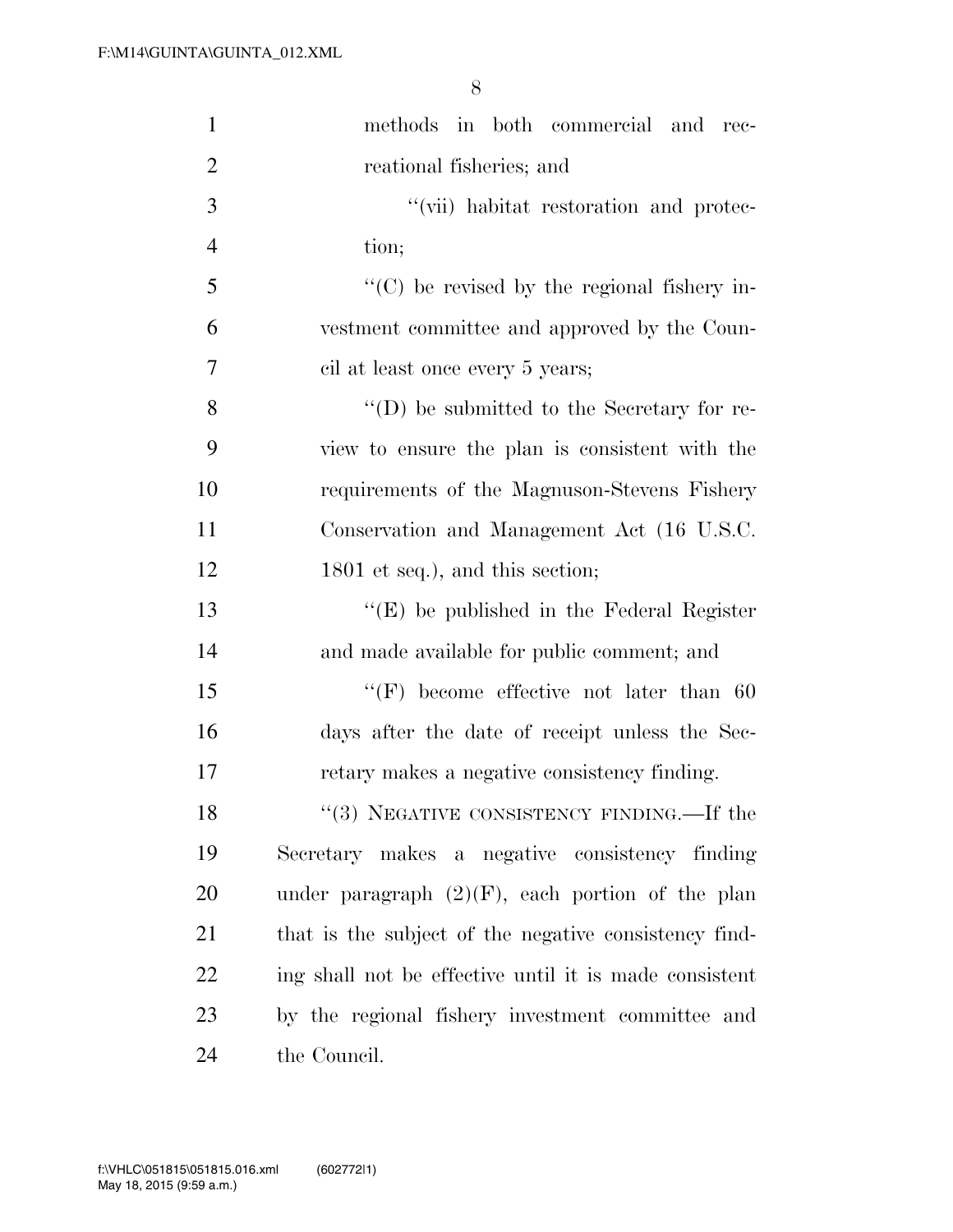methods in both commercial and recreational fisheries; and

"(vii) habitat restoration and protection;

"(C) be revised by the regional fishery investment committee and approved by the Council at least once every 5 years;

"(D) be submitted to the Secretary for review to ensure the plan is consistent with the requirements of the Magnuson-Stevens Fishery Conservation and Management Act (16 U.S.C. 1801 et seq.), and this section;

"(E) be published in the Federal Register and made available for public comment; and

"(F) become effective not later than 60 days after the date of receipt unless the Secretary makes a negative consistency finding.

"(3) NEGATIVE CONSISTENCY FINDING.—If the Secretary makes a negative consistency finding under paragraph (2)(F), each portion of the plan that is the subject of the negative consistency finding shall not be effective until it is made consistent by the regional fishery investment committee and the Council.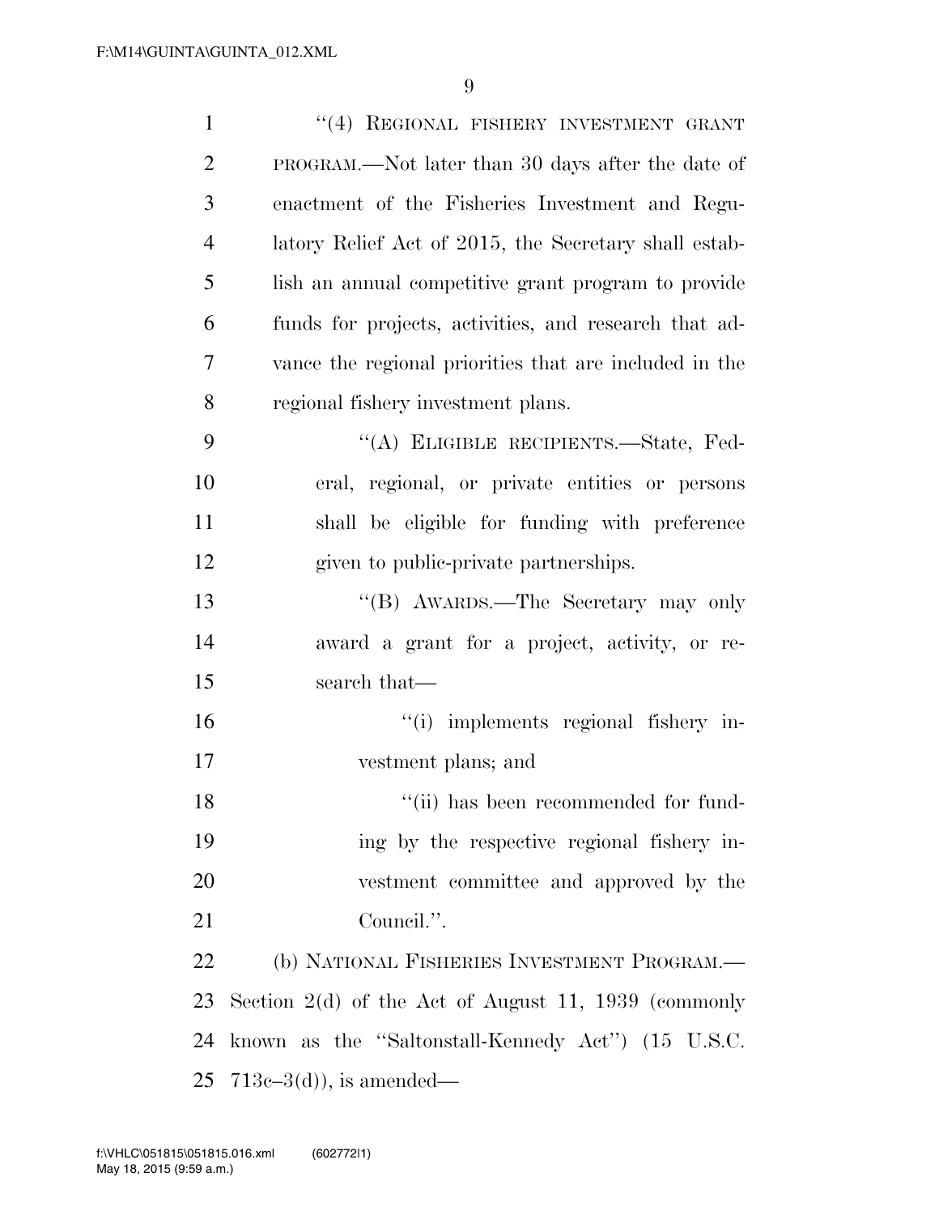"(4) REGIONAL FISHERY INVESTMENT GRANT PROGRAM.—Not later than 30 days after the date of enactment of the Fisheries Investment and Regulatory Relief Act of 2015, the Secretary shall establish an annual competitive grant program to provide funds for projects, activities, and research that advance the regional priorities that are included in the regional fishery investment plans.

"(A) ELIGIBLE RECIPIENTS.—State, Federal, regional, or private entities or persons shall be eligible for funding with preference given to public-private partnerships.

"(B) AWARDS.—The Secretary may only award a grant for a project, activity, or research that—

"(i) implements regional fishery investment plans; and

"(ii) has been recommended for funding by the respective regional fishery investment committee and approved by the Council.".

(b) NATIONAL FISHERIES INVESTMENT PROGRAM.—Section 2(d) of the Act of August 11, 1939 (commonly known as the "Saltonstall-Kennedy Act") (15 U.S.C. 713c–3(d)), is amended—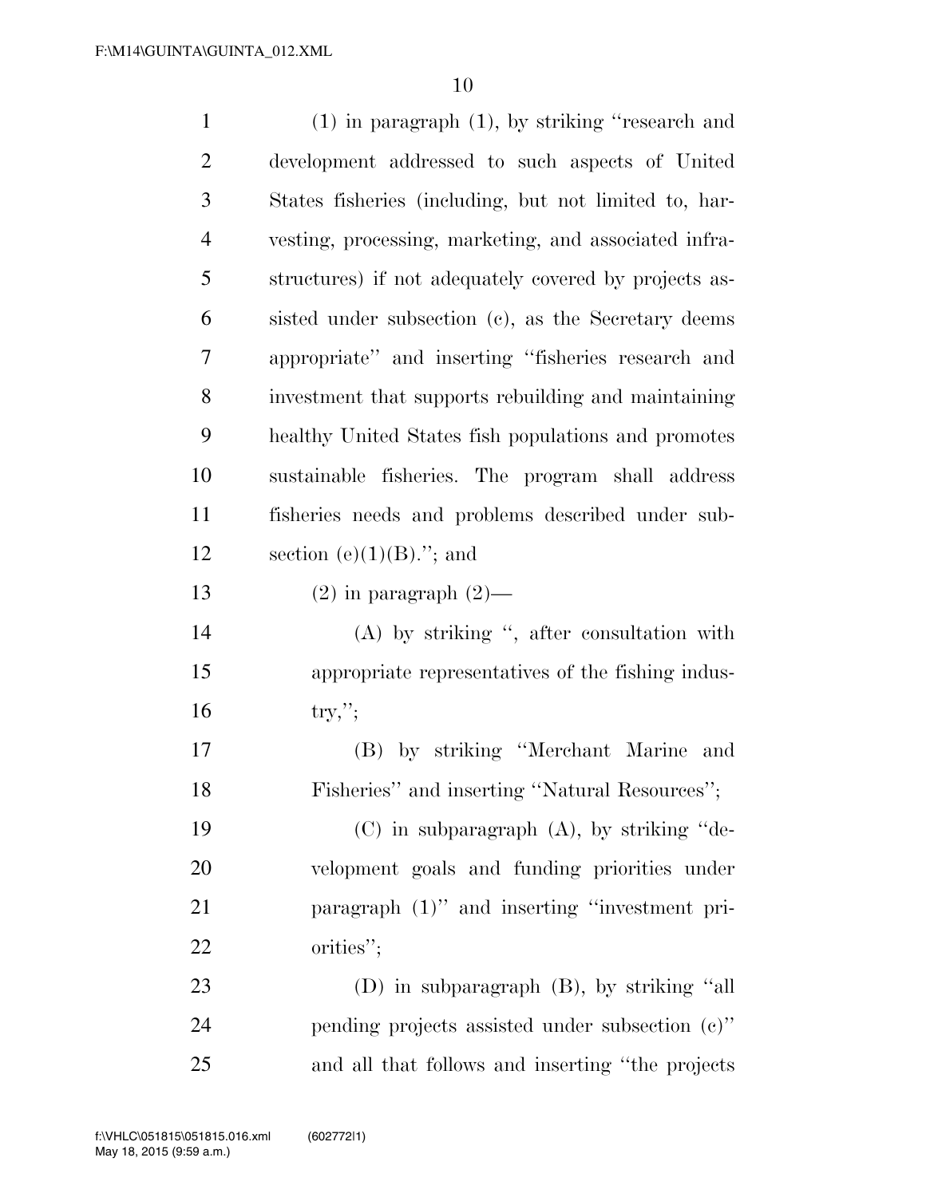(1) in paragraph (1), by striking ''research and development addressed to such aspects of United States fisheries (including, but not limited to, harvesting, processing, marketing, and associated infrastructures) if not adequately covered by projects assisted under subsection (c), as the Secretary deems appropriate'' and inserting ''fisheries research and investment that supports rebuilding and maintaining healthy United States fish populations and promotes sustainable fisheries. The program shall address fisheries needs and problems described under subsection (e)(1)(B).''; and

(2) in paragraph (2)—

(A) by striking '', after consultation with appropriate representatives of the fishing industry,'';

(B) by striking ''Merchant Marine and Fisheries'' and inserting ''Natural Resources'';

(C) in subparagraph (A), by striking ''development goals and funding priorities under paragraph (1)'' and inserting ''investment priorities'';

(D) in subparagraph (B), by striking ''all pending projects assisted under subsection (c)'' and all that follows and inserting ''the projects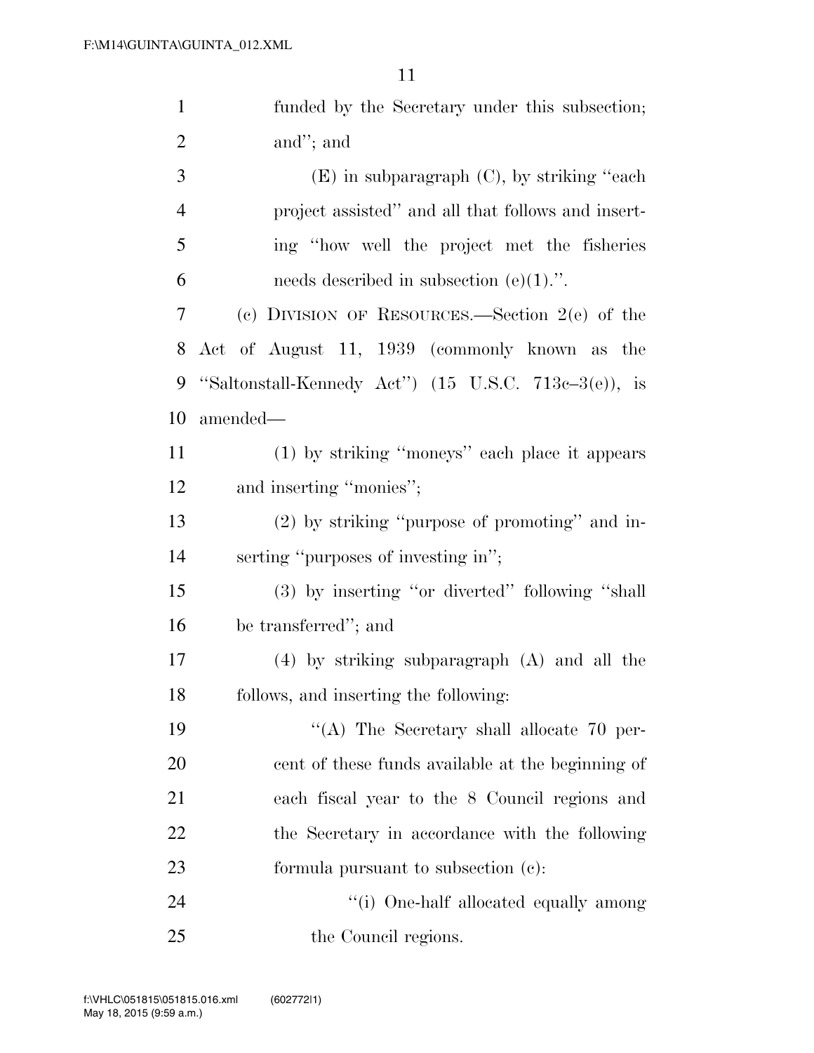funded by the Secretary under this subsection; and''; and

(E) in subparagraph (C), by striking ''each project assisted'' and all that follows and inserting ''how well the project met the fisheries needs described in subsection (e)(1).''.

(c) DIVISION OF RESOURCES.—Section 2(e) of the Act of August 11, 1939 (commonly known as the ''Saltonstall-Kennedy Act'') (15 U.S.C. 713c–3(e)), is amended—

(1) by striking ''moneys'' each place it appears and inserting ''monies'';

(2) by striking ''purpose of promoting'' and inserting ''purposes of investing in'';

(3) by inserting ''or diverted'' following ''shall be transferred''; and

(4) by striking subparagraph (A) and all the follows, and inserting the following:

''(A) The Secretary shall allocate 70 percent of these funds available at the beginning of each fiscal year to the 8 Council regions and the Secretary in accordance with the following formula pursuant to subsection (c):

''(i) One-half allocated equally among the Council regions.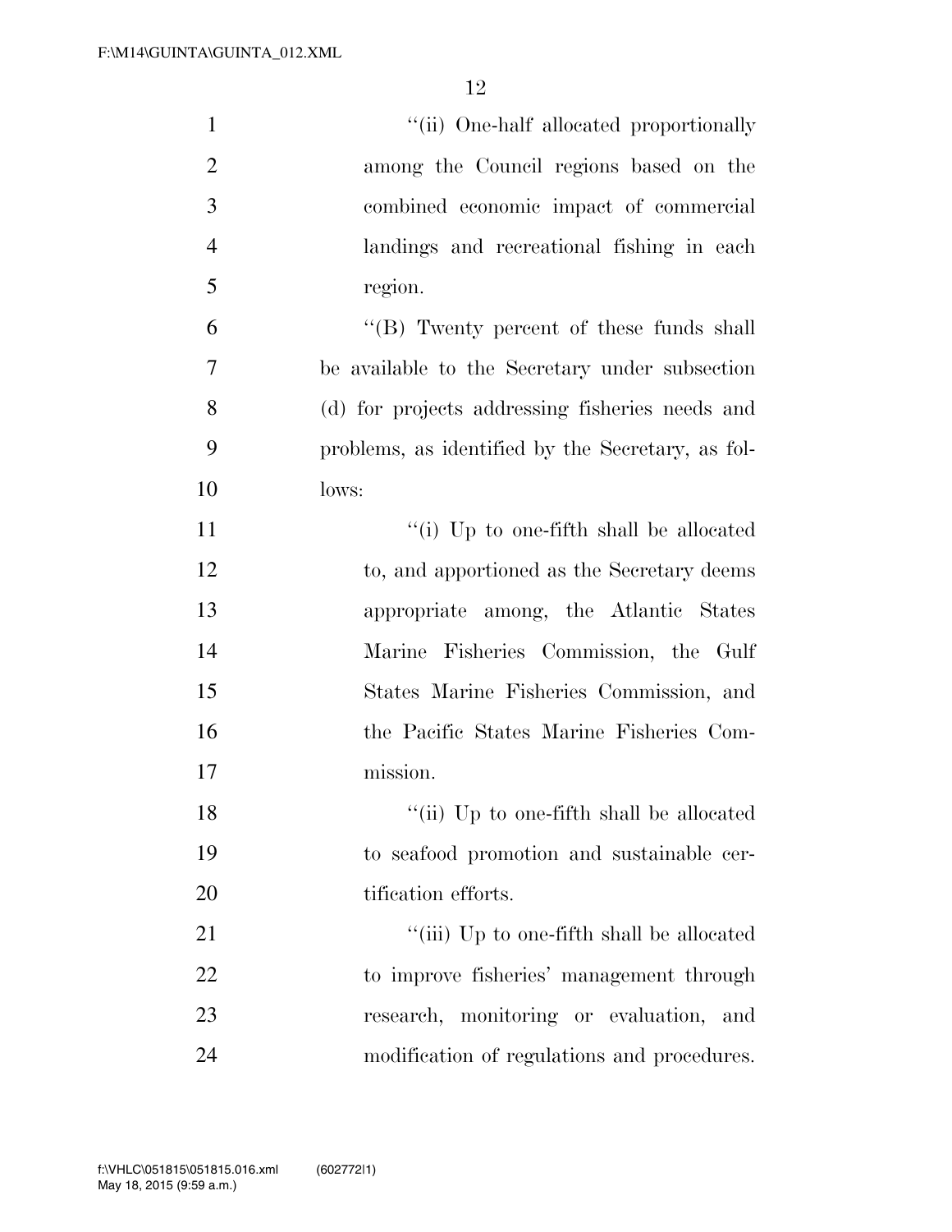''(ii) One-half allocated proportionally among the Council regions based on the combined economic impact of commercial landings and recreational fishing in each region.

''(B) Twenty percent of these funds shall be available to the Secretary under subsection (d) for projects addressing fisheries needs and problems, as identified by the Secretary, as follows:

''(i) Up to one-fifth shall be allocated to, and apportioned as the Secretary deems appropriate among, the Atlantic States Marine Fisheries Commission, the Gulf States Marine Fisheries Commission, and the Pacific States Marine Fisheries Commission.

''(ii) Up to one-fifth shall be allocated to seafood promotion and sustainable certification efforts.

''(iii) Up to one-fifth shall be allocated to improve fisheries' management through research, monitoring or evaluation, and modification of regulations and procedures.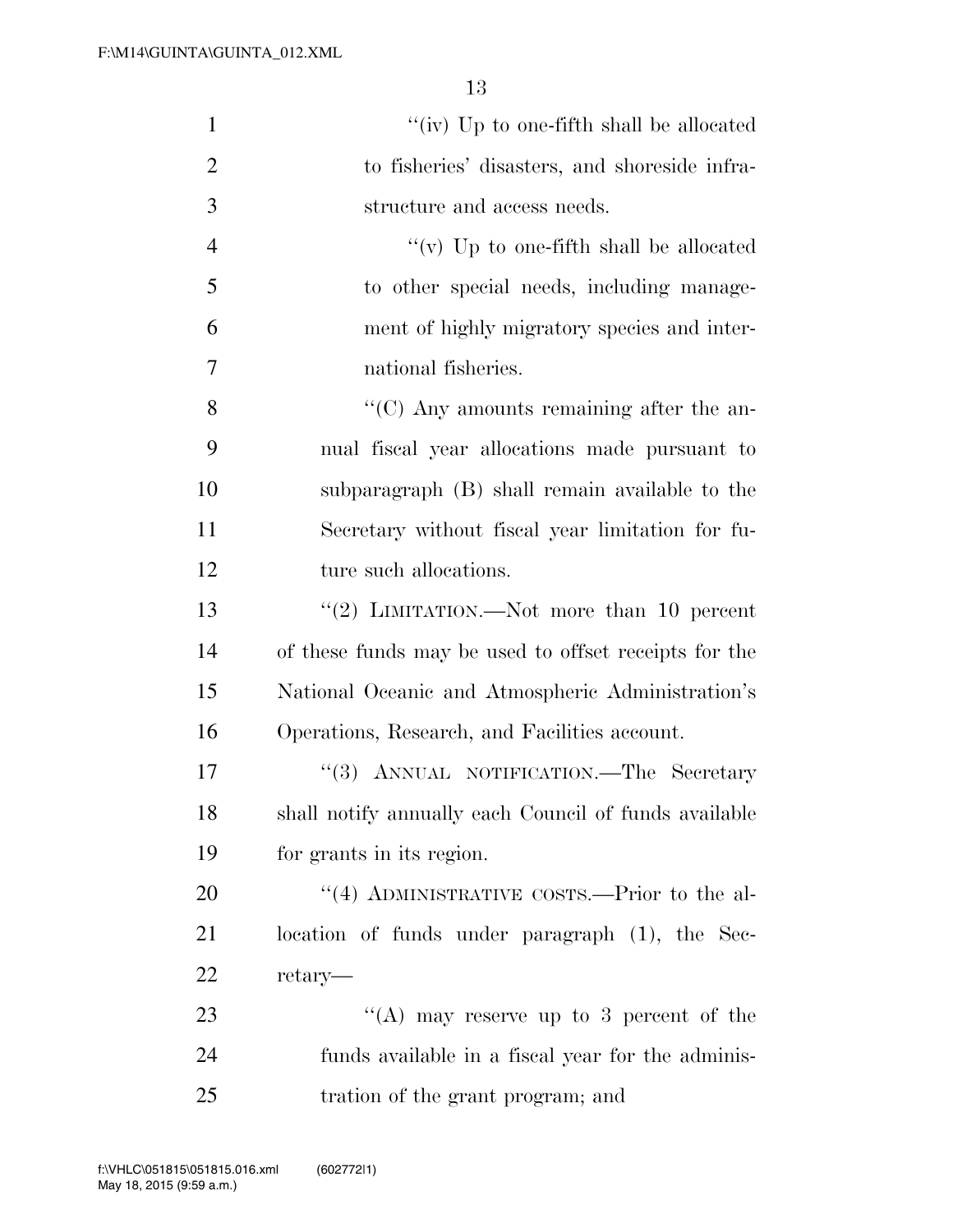"(iv) Up to one-fifth shall be allocated to fisheries' disasters, and shoreside infrastructure and access needs.

"(v) Up to one-fifth shall be allocated to other special needs, including management of highly migratory species and international fisheries.

"(C) Any amounts remaining after the annual fiscal year allocations made pursuant to subparagraph (B) shall remain available to the Secretary without fiscal year limitation for future such allocations.

"(2) LIMITATION.—Not more than 10 percent of these funds may be used to offset receipts for the National Oceanic and Atmospheric Administration's Operations, Research, and Facilities account.

"(3) ANNUAL NOTIFICATION.—The Secretary shall notify annually each Council of funds available for grants in its region.

"(4) ADMINISTRATIVE COSTS.—Prior to the allocation of funds under paragraph (1), the Secretary—

"(A) may reserve up to 3 percent of the funds available in a fiscal year for the administration of the grant program; and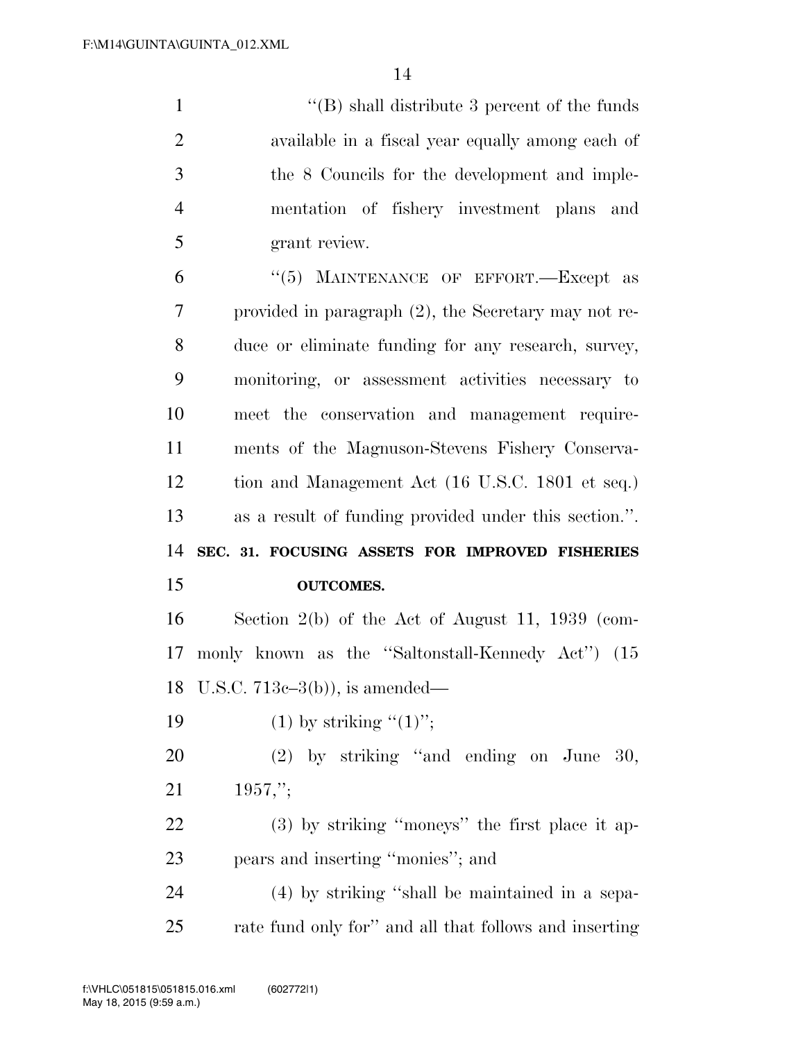"(B) shall distribute 3 percent of the funds available in a fiscal year equally among each of the 8 Councils for the development and implementation of fishery investment plans and grant review.

"(5) MAINTENANCE OF EFFORT.—Except as provided in paragraph (2), the Secretary may not reduce or eliminate funding for any research, survey, monitoring, or assessment activities necessary to meet the conservation and management requirements of the Magnuson-Stevens Fishery Conservation and Management Act (16 U.S.C. 1801 et seq.) as a result of funding provided under this section.".

**SEC. 31. FOCUSING ASSETS FOR IMPROVED FISHERIES OUTCOMES.**

Section 2(b) of the Act of August 11, 1939 (commonly known as the "Saltonstall-Kennedy Act") (15 U.S.C. 713c–3(b)), is amended—

(1) by striking "(1)";

(2) by striking "and ending on June 30, 1957,";

(3) by striking "moneys" the first place it appears and inserting "monies"; and

(4) by striking "shall be maintained in a separate fund only for" and all that follows and inserting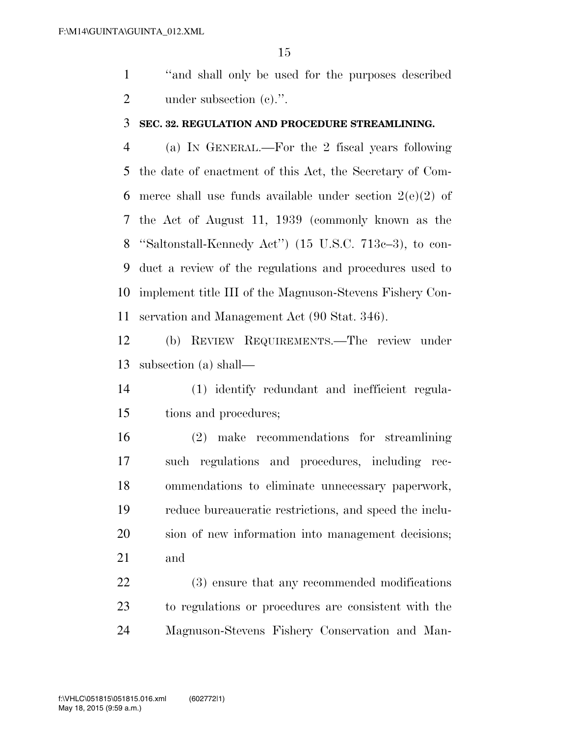"and shall only be used for the purposes described under subsection (c).".

**SEC. 32. REGULATION AND PROCEDURE STREAMLINING.**

(a) IN GENERAL.—For the 2 fiscal years following the date of enactment of this Act, the Secretary of Commerce shall use funds available under section 2(e)(2) of the Act of August 11, 1939 (commonly known as the "Saltonstall-Kennedy Act") (15 U.S.C. 713c–3), to conduct a review of the regulations and procedures used to implement title III of the Magnuson-Stevens Fishery Conservation and Management Act (90 Stat. 346).

(b) REVIEW REQUIREMENTS.—The review under subsection (a) shall—

(1) identify redundant and inefficient regulations and procedures;

(2) make recommendations for streamlining such regulations and procedures, including recommendations to eliminate unnecessary paperwork, reduce bureaucratic restrictions, and speed the inclusion of new information into management decisions; and

(3) ensure that any recommended modifications to regulations or procedures are consistent with the Magnuson-Stevens Fishery Conservation and Man-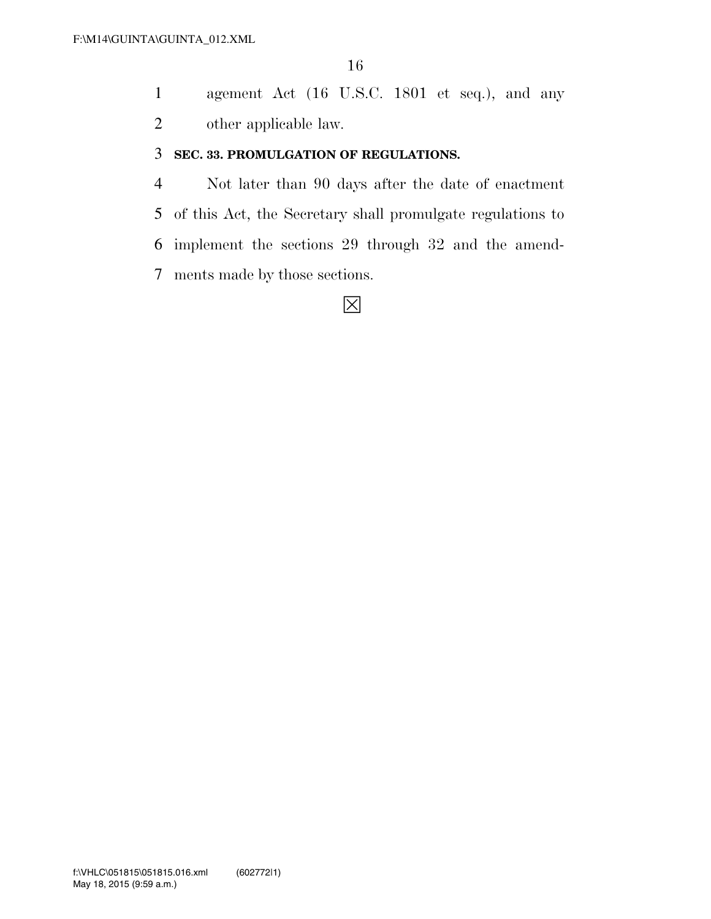agement Act (16 U.S.C. 1801 et seq.), and any other applicable law.

### SEC. 33. PROMULGATION OF REGULATIONS.

Not later than 90 days after the date of enactment of this Act, the Secretary shall promulgate regulations to implement the sections 29 through 32 and the amendments made by those sections.